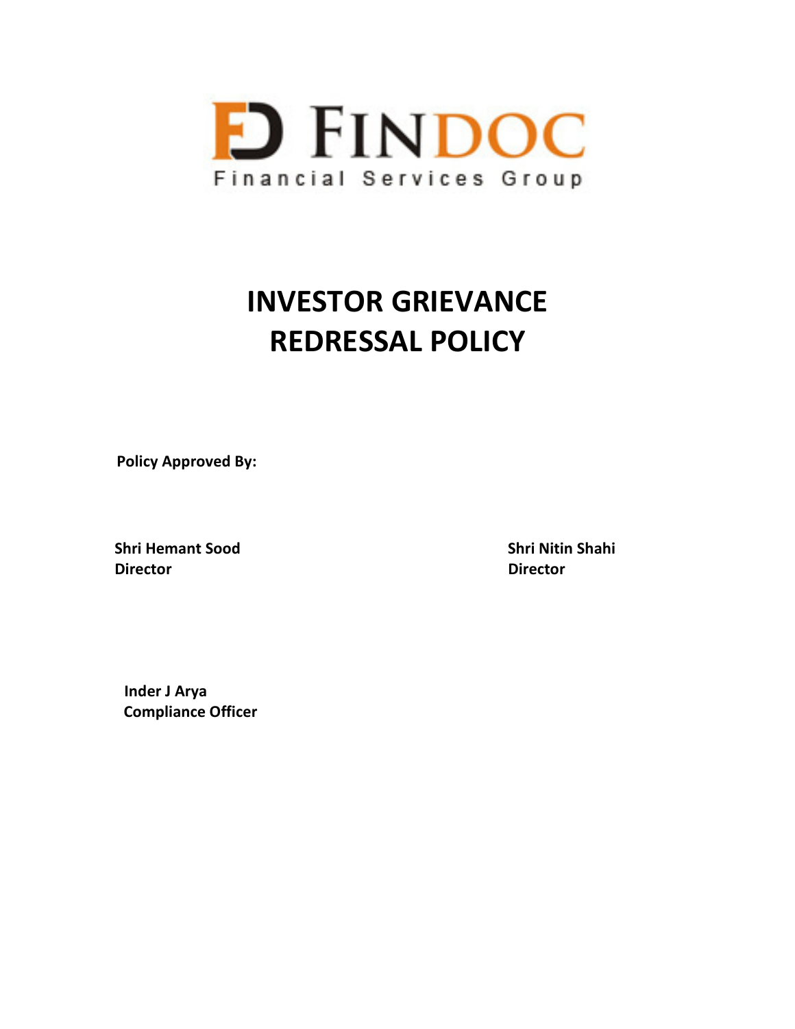FINDOC

Financial Services Group

# INVESTOR GRIEVANCE REDRESSAL POLICY

**Policy Approved By:**

**Shri Hemant Sood**
**Director**

**Shri Nitin Shahi**
**Director**

**Inder J Arya**
**Compliance Officer**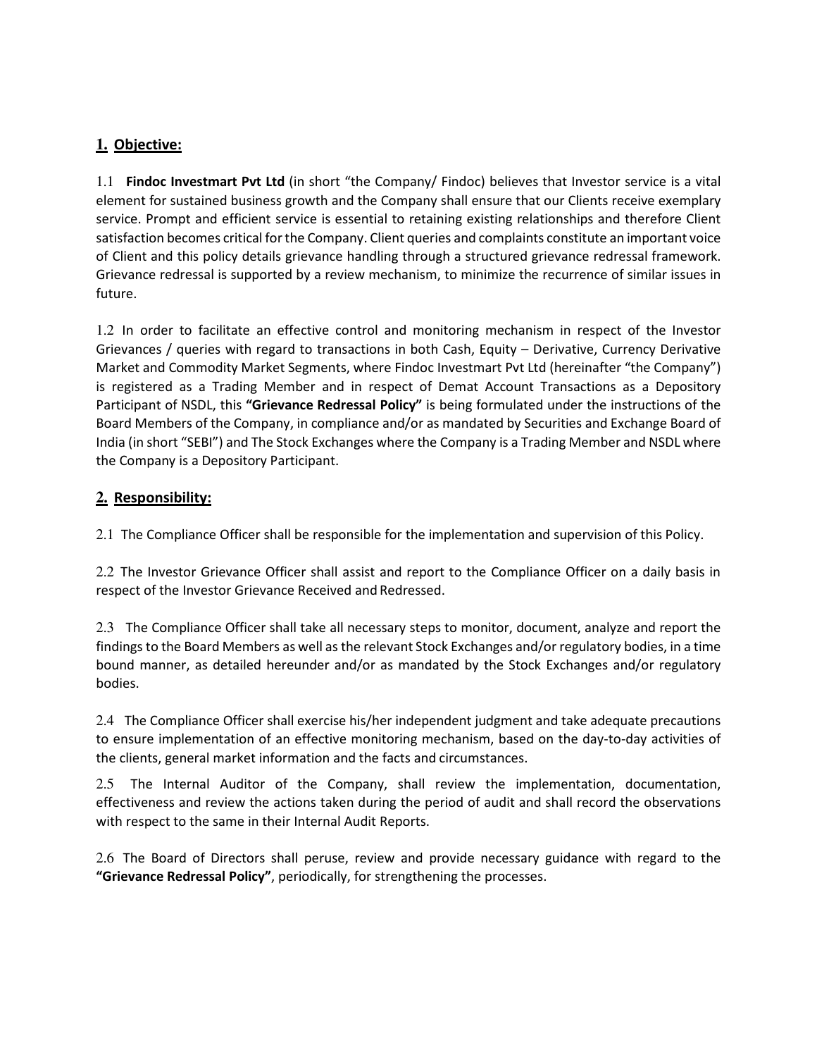## 1. Objective:

1.1 **Findoc Investmart Pvt Ltd** (in short "the Company/ Findoc) believes that Investor service is a vital element for sustained business growth and the Company shall ensure that our Clients receive exemplary service. Prompt and efficient service is essential to retaining existing relationships and therefore Client satisfaction becomes critical for the Company. Client queries and complaints constitute an important voice of Client and this policy details grievance handling through a structured grievance redressal framework. Grievance redressal is supported by a review mechanism, to minimize the recurrence of similar issues in future.

1.2 In order to facilitate an effective control and monitoring mechanism in respect of the Investor Grievances / queries with regard to transactions in both Cash, Equity – Derivative, Currency Derivative Market and Commodity Market Segments, where Findoc Investmart Pvt Ltd (hereinafter "the Company") is registered as a Trading Member and in respect of Demat Account Transactions as a Depository Participant of NSDL, this **"Grievance Redressal Policy"** is being formulated under the instructions of the Board Members of the Company, in compliance and/or as mandated by Securities and Exchange Board of India (in short "SEBI") and The Stock Exchanges where the Company is a Trading Member and NSDL where the Company is a Depository Participant.

## 2. Responsibility:

2.1 The Compliance Officer shall be responsible for the implementation and supervision of this Policy.

2.2 The Investor Grievance Officer shall assist and report to the Compliance Officer on a daily basis in respect of the Investor Grievance Received and Redressed.

2.3 The Compliance Officer shall take all necessary steps to monitor, document, analyze and report the findings to the Board Members as well as the relevant Stock Exchanges and/or regulatory bodies, in a time bound manner, as detailed hereunder and/or as mandated by the Stock Exchanges and/or regulatory bodies.

2.4 The Compliance Officer shall exercise his/her independent judgment and take adequate precautions to ensure implementation of an effective monitoring mechanism, based on the day-to-day activities of the clients, general market information and the facts and circumstances.

2.5 The Internal Auditor of the Company, shall review the implementation, documentation, effectiveness and review the actions taken during the period of audit and shall record the observations with respect to the same in their Internal Audit Reports.

2.6 The Board of Directors shall peruse, review and provide necessary guidance with regard to the **"Grievance Redressal Policy"**, periodically, for strengthening the processes.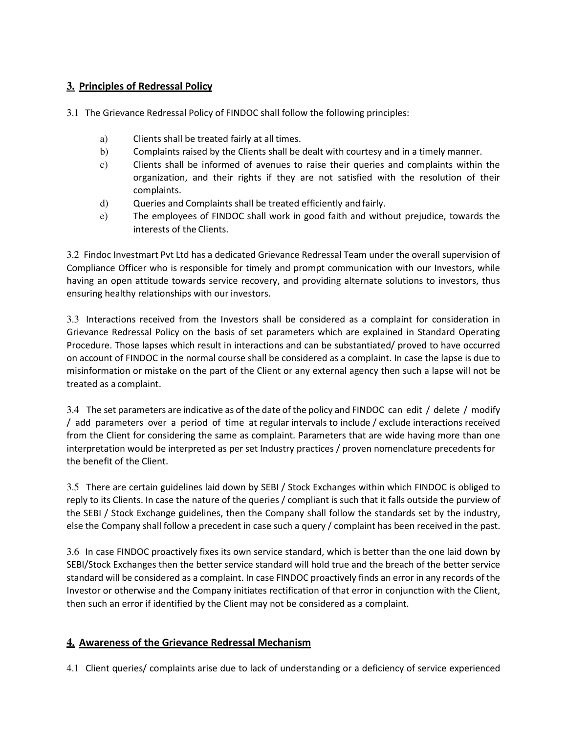## 3. Principles of Redressal Policy

3.1 The Grievance Redressal Policy of FINDOC shall follow the following principles:

a) Clients shall be treated fairly at all times.

b) Complaints raised by the Clients shall be dealt with courtesy and in a timely manner.

c) Clients shall be informed of avenues to raise their queries and complaints within the organization, and their rights if they are not satisfied with the resolution of their complaints.

d) Queries and Complaints shall be treated efficiently and fairly.

e) The employees of FINDOC shall work in good faith and without prejudice, towards the interests of the Clients.

3.2 Findoc Investmart Pvt Ltd has a dedicated Grievance Redressal Team under the overall supervision of Compliance Officer who is responsible for timely and prompt communication with our Investors, while having an open attitude towards service recovery, and providing alternate solutions to investors, thus ensuring healthy relationships with our investors.

3.3 Interactions received from the Investors shall be considered as a complaint for consideration in Grievance Redressal Policy on the basis of set parameters which are explained in Standard Operating Procedure. Those lapses which result in interactions and can be substantiated/ proved to have occurred on account of FINDOC in the normal course shall be considered as a complaint. In case the lapse is due to misinformation or mistake on the part of the Client or any external agency then such a lapse will not be treated as a complaint.

3.4 The set parameters are indicative as of the date of the policy and FINDOC can edit / delete / modify / add parameters over a period of time at regular intervals to include / exclude interactions received from the Client for considering the same as complaint. Parameters that are wide having more than one interpretation would be interpreted as per set Industry practices / proven nomenclature precedents for the benefit of the Client.

3.5 There are certain guidelines laid down by SEBI / Stock Exchanges within which FINDOC is obliged to reply to its Clients. In case the nature of the queries / compliant is such that it falls outside the purview of the SEBI / Stock Exchange guidelines, then the Company shall follow the standards set by the industry, else the Company shall follow a precedent in case such a query / complaint has been received in the past.

3.6 In case FINDOC proactively fixes its own service standard, which is better than the one laid down by SEBI/Stock Exchanges then the better service standard will hold true and the breach of the better service standard will be considered as a complaint. In case FINDOC proactively finds an error in any records of the Investor or otherwise and the Company initiates rectification of that error in conjunction with the Client, then such an error if identified by the Client may not be considered as a complaint.

## 4. Awareness of the Grievance Redressal Mechanism

4.1 Client queries/ complaints arise due to lack of understanding or a deficiency of service experienced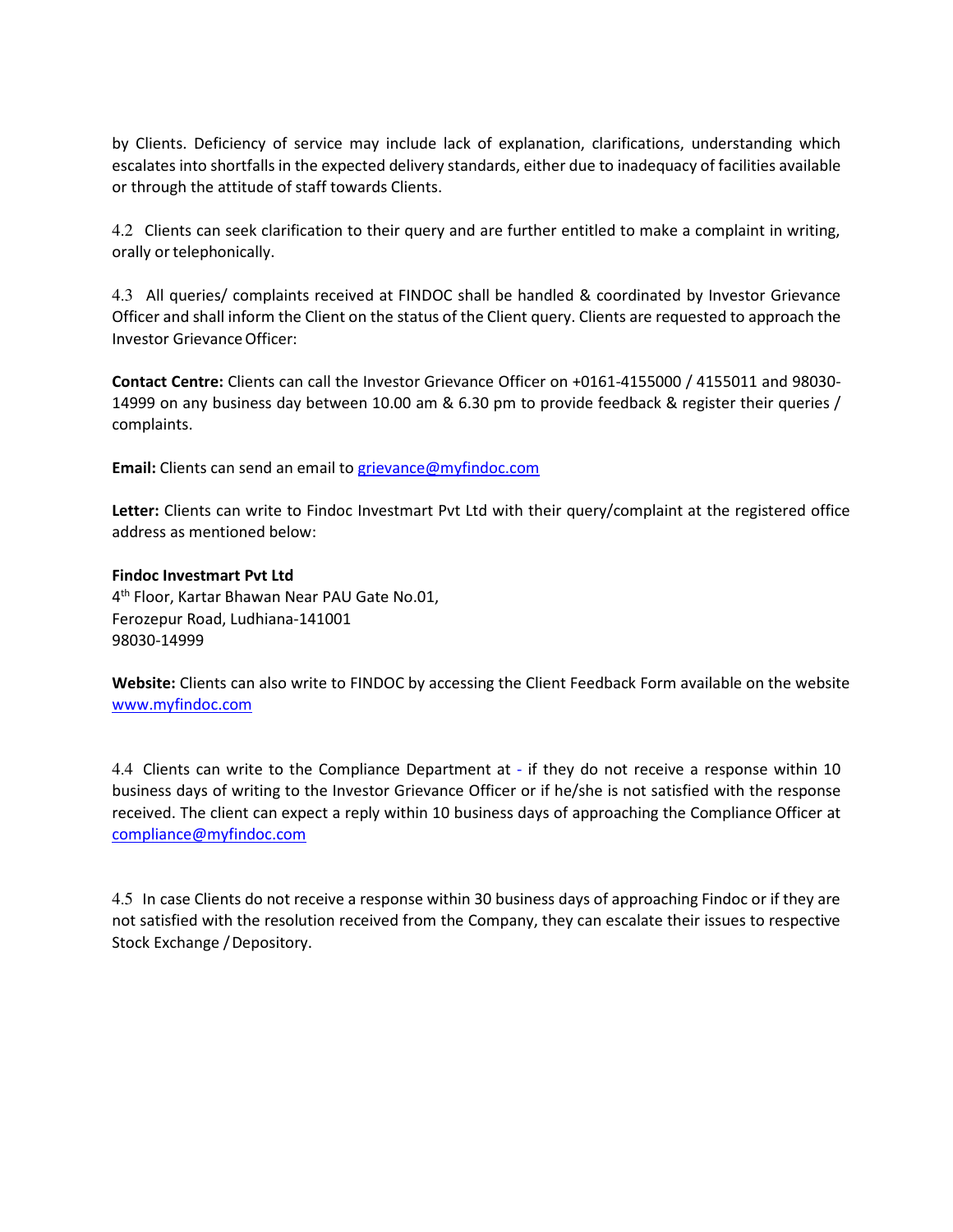by Clients. Deficiency of service may include lack of explanation, clarifications, understanding which escalates into shortfalls in the expected delivery standards, either due to inadequacy of facilities available or through the attitude of staff towards Clients.

4.2 Clients can seek clarification to their query and are further entitled to make a complaint in writing, orally or telephonically.

4.3 All queries/ complaints received at FINDOC shall be handled & coordinated by Investor Grievance Officer and shall inform the Client on the status of the Client query. Clients are requested to approach the Investor Grievance Officer:

**Contact Centre:** Clients can call the Investor Grievance Officer on +0161-4155000 / 4155011 and 98030-14999 on any business day between 10.00 am & 6.30 pm to provide feedback & register their queries / complaints.

**Email:** Clients can send an email to grievance@myfindoc.com

**Letter:** Clients can write to Findoc Investmart Pvt Ltd with their query/complaint at the registered office address as mentioned below:

**Findoc Investmart Pvt Ltd**
4th Floor, Kartar Bhawan Near PAU Gate No.01,
Ferozepur Road, Ludhiana-141001
98030-14999

**Website:** Clients can also write to FINDOC by accessing the Client Feedback Form available on the website www.myfindoc.com

4.4 Clients can write to the Compliance Department at - if they do not receive a response within 10 business days of writing to the Investor Grievance Officer or if he/she is not satisfied with the response received. The client can expect a reply within 10 business days of approaching the Compliance Officer at compliance@myfindoc.com

4.5 In case Clients do not receive a response within 30 business days of approaching Findoc or if they are not satisfied with the resolution received from the Company, they can escalate their issues to respective Stock Exchange / Depository.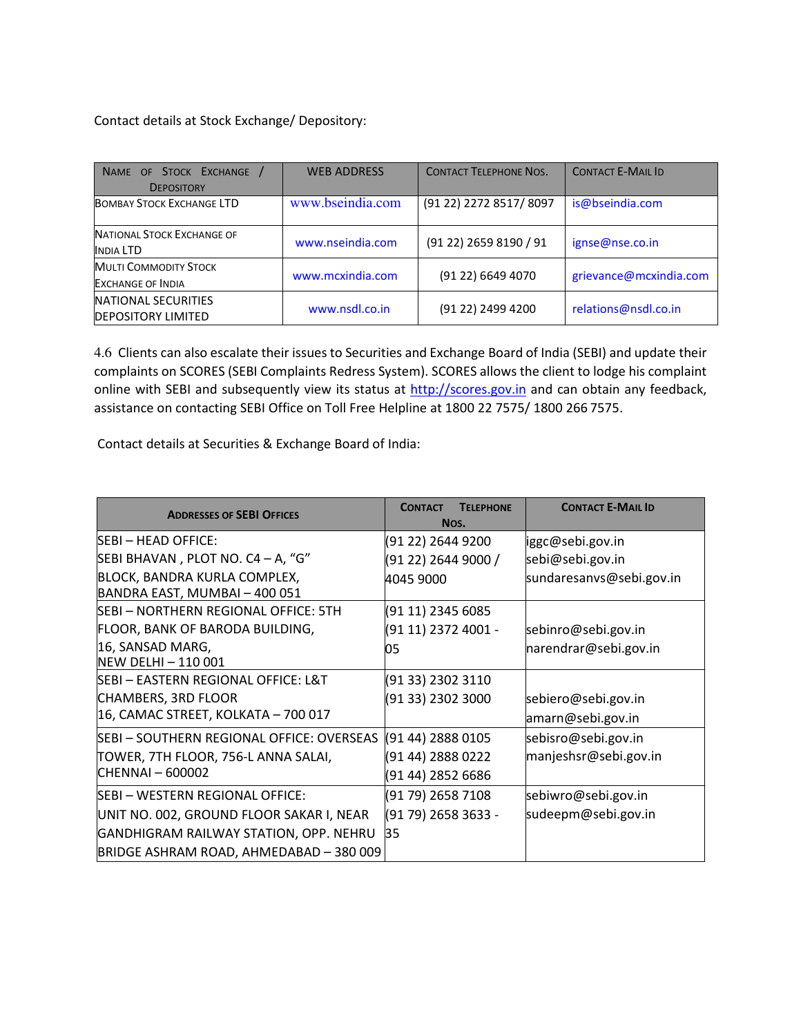Contact details at Stock Exchange/ Depository:

| NAME OF STOCK EXCHANGE / DEPOSITORY | WEB ADDRESS | CONTACT TELEPHONE NOS. | CONTACT E-MAIL ID |
|---|---|---|---|
| BOMBAY STOCK EXCHANGE LTD | www.bseindia.com | (91 22) 2272 8517/ 8097 | is@bseindia.com |
| NATIONAL STOCK EXCHANGE OF INDIA LTD | www.nseindia.com | (91 22) 2659 8190 / 91 | ignse@nse.co.in |
| MULTI COMMODITY STOCK EXCHANGE OF INDIA | www.mcxindia.com | (91 22) 6649 4070 | grievance@mcxindia.com |
| NATIONAL SECURITIES DEPOSITORY LIMITED | www.nsdl.co.in | (91 22) 2499 4200 | relations@nsdl.co.in |

4.6 Clients can also escalate their issues to Securities and Exchange Board of India (SEBI) and update their complaints on SCORES (SEBI Complaints Redress System). SCORES allows the client to lodge his complaint online with SEBI and subsequently view its status at http://scores.gov.in and can obtain any feedback, assistance on contacting SEBI Office on Toll Free Helpline at 1800 22 7575/ 1800 266 7575.

Contact details at Securities & Exchange Board of India:

| ADDRESSES OF SEBI OFFICES | CONTACT TELEPHONE NOS. | CONTACT E-MAIL ID |
|---|---|---|
| SEBI – HEAD OFFICE: SEBI BHAVAN , PLOT NO. C4 – A, "G" BLOCK, BANDRA KURLA COMPLEX, BANDRA EAST, MUMBAI – 400 051 | (91 22) 2644 9200 (91 22) 2644 9000 / 4045 9000 | iggc@sebi.gov.in sebi@sebi.gov.in sundaresanvs@sebi.gov.in |
| SEBI – NORTHERN REGIONAL OFFICE: 5TH FLOOR, BANK OF BARODA BUILDING, 16, SANSAD MARG, NEW DELHI – 110 001 | (91 11) 2345 6085 (91 11) 2372 4001 - 05 | sebinro@sebi.gov.in narendrar@sebi.gov.in |
| SEBI – EASTERN REGIONAL OFFICE: L&T CHAMBERS, 3RD FLOOR 16, CAMAC STREET, KOLKATA – 700 017 | (91 33) 2302 3110 (91 33) 2302 3000 | sebiero@sebi.gov.in amarn@sebi.gov.in |
| SEBI – SOUTHERN REGIONAL OFFICE: OVERSEAS TOWER, 7TH FLOOR, 756-L ANNA SALAI, CHENNAI – 600002 | (91 44) 2888 0105 (91 44) 2888 0222 (91 44) 2852 6686 | sebisro@sebi.gov.in manjeshsr@sebi.gov.in |
| SEBI – WESTERN REGIONAL OFFICE: UNIT NO. 002, GROUND FLOOR SAKAR I, NEAR GANDHIGRAM RAILWAY STATION, OPP. NEHRU BRIDGE ASHRAM ROAD, AHMEDABAD – 380 009 | (91 79) 2658 7108 (91 79) 2658 3633 - 35 | sebiwro@sebi.gov.in sudeepm@sebi.gov.in |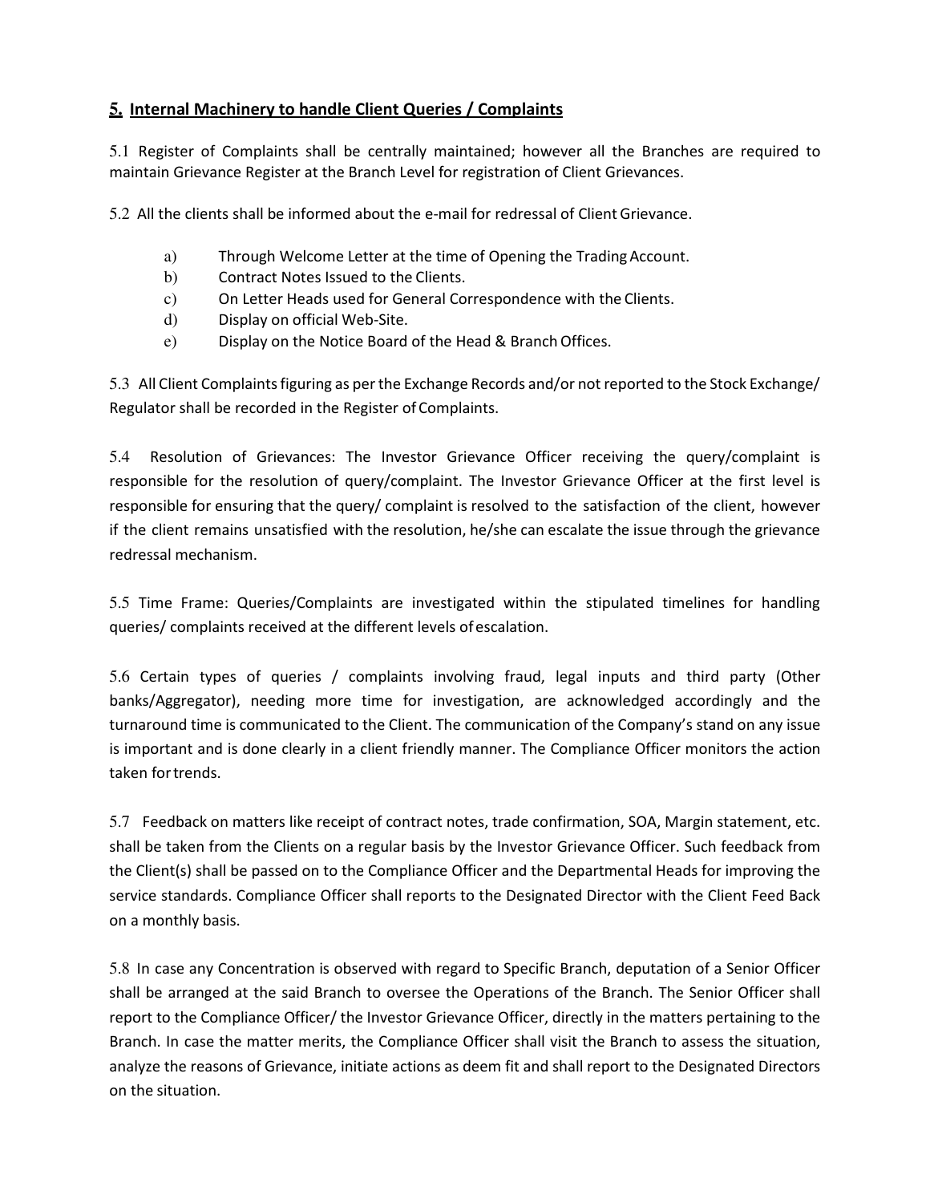## 5. Internal Machinery to handle Client Queries / Complaints

5.1 Register of Complaints shall be centrally maintained; however all the Branches are required to maintain Grievance Register at the Branch Level for registration of Client Grievances.

5.2 All the clients shall be informed about the e-mail for redressal of Client Grievance.

a) Through Welcome Letter at the time of Opening the Trading Account.
b) Contract Notes Issued to the Clients.
c) On Letter Heads used for General Correspondence with the Clients.
d) Display on official Web-Site.
e) Display on the Notice Board of the Head & Branch Offices.

5.3 All Client Complaints figuring as per the Exchange Records and/or not reported to the Stock Exchange/ Regulator shall be recorded in the Register of Complaints.

5.4 Resolution of Grievances: The Investor Grievance Officer receiving the query/complaint is responsible for the resolution of query/complaint. The Investor Grievance Officer at the first level is responsible for ensuring that the query/ complaint is resolved to the satisfaction of the client, however if the client remains unsatisfied with the resolution, he/she can escalate the issue through the grievance redressal mechanism.

5.5 Time Frame: Queries/Complaints are investigated within the stipulated timelines for handling queries/ complaints received at the different levels of escalation.

5.6 Certain types of queries / complaints involving fraud, legal inputs and third party (Other banks/Aggregator), needing more time for investigation, are acknowledged accordingly and the turnaround time is communicated to the Client. The communication of the Company's stand on any issue is important and is done clearly in a client friendly manner. The Compliance Officer monitors the action taken for trends.

5.7 Feedback on matters like receipt of contract notes, trade confirmation, SOA, Margin statement, etc. shall be taken from the Clients on a regular basis by the Investor Grievance Officer. Such feedback from the Client(s) shall be passed on to the Compliance Officer and the Departmental Heads for improving the service standards. Compliance Officer shall reports to the Designated Director with the Client Feed Back on a monthly basis.

5.8 In case any Concentration is observed with regard to Specific Branch, deputation of a Senior Officer shall be arranged at the said Branch to oversee the Operations of the Branch. The Senior Officer shall report to the Compliance Officer/ the Investor Grievance Officer, directly in the matters pertaining to the Branch. In case the matter merits, the Compliance Officer shall visit the Branch to assess the situation, analyze the reasons of Grievance, initiate actions as deem fit and shall report to the Designated Directors on the situation.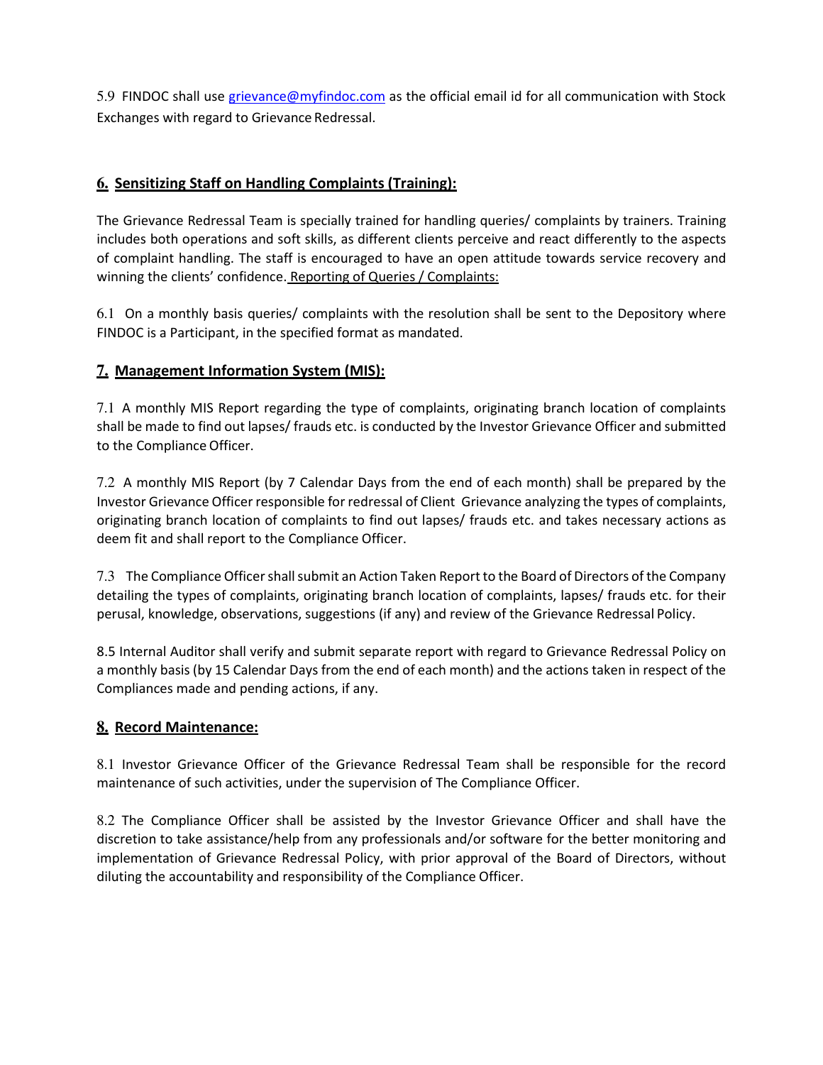5.9 FINDOC shall use grievance@myfindoc.com as the official email id for all communication with Stock Exchanges with regard to Grievance Redressal.

## 6. Sensitizing Staff on Handling Complaints (Training):

The Grievance Redressal Team is specially trained for handling queries/ complaints by trainers. Training includes both operations and soft skills, as different clients perceive and react differently to the aspects of complaint handling. The staff is encouraged to have an open attitude towards service recovery and winning the clients' confidence. Reporting of Queries / Complaints:

6.1 On a monthly basis queries/ complaints with the resolution shall be sent to the Depository where FINDOC is a Participant, in the specified format as mandated.

## 7. Management Information System (MIS):

7.1 A monthly MIS Report regarding the type of complaints, originating branch location of complaints shall be made to find out lapses/ frauds etc. is conducted by the Investor Grievance Officer and submitted to the Compliance Officer.

7.2 A monthly MIS Report (by 7 Calendar Days from the end of each month) shall be prepared by the Investor Grievance Officer responsible for redressal of Client Grievance analyzing the types of complaints, originating branch location of complaints to find out lapses/ frauds etc. and takes necessary actions as deem fit and shall report to the Compliance Officer.

7.3 The Compliance Officer shall submit an Action Taken Report to the Board of Directors of the Company detailing the types of complaints, originating branch location of complaints, lapses/ frauds etc. for their perusal, knowledge, observations, suggestions (if any) and review of the Grievance Redressal Policy.

8.5 Internal Auditor shall verify and submit separate report with regard to Grievance Redressal Policy on a monthly basis (by 15 Calendar Days from the end of each month) and the actions taken in respect of the Compliances made and pending actions, if any.

## 8. Record Maintenance:

8.1 Investor Grievance Officer of the Grievance Redressal Team shall be responsible for the record maintenance of such activities, under the supervision of The Compliance Officer.

8.2 The Compliance Officer shall be assisted by the Investor Grievance Officer and shall have the discretion to take assistance/help from any professionals and/or software for the better monitoring and implementation of Grievance Redressal Policy, with prior approval of the Board of Directors, without diluting the accountability and responsibility of the Compliance Officer.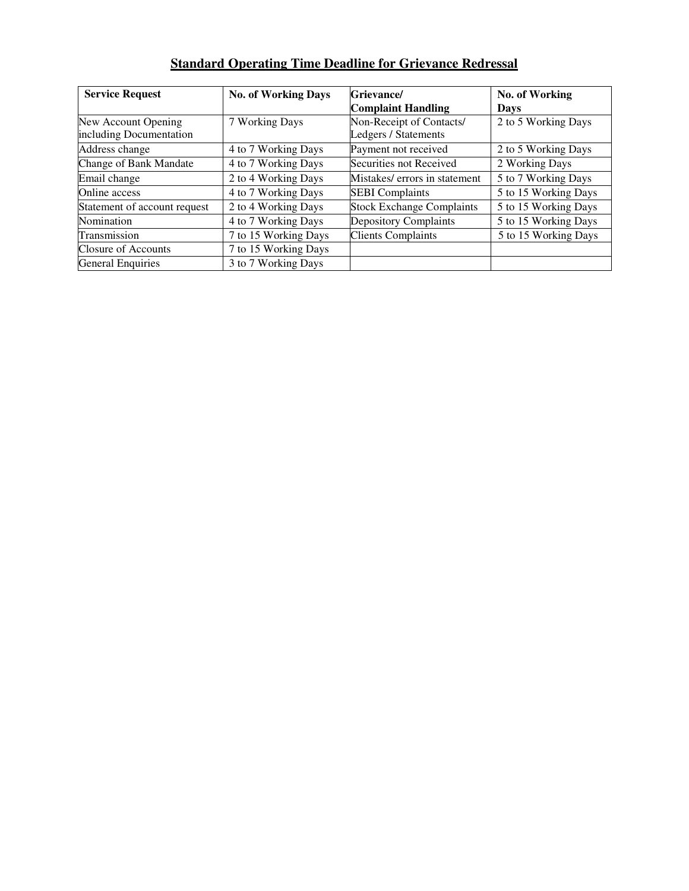# Standard Operating Time Deadline for Grievance Redressal

| Service Request | No. of Working Days | Grievance/ Complaint Handling | No. of Working Days |
|---|---|---|---|
| New Account Opening including Documentation | 7 Working Days | Non-Receipt of Contacts/ Ledgers / Statements | 2 to 5 Working Days |
| Address change | 4 to 7 Working Days | Payment not received | 2 to 5 Working Days |
| Change of Bank Mandate | 4 to 7 Working Days | Securities not Received | 2 Working Days |
| Email change | 2 to 4 Working Days | Mistakes/ errors in statement | 5 to 7 Working Days |
| Online access | 4 to 7 Working Days | SEBI Complaints | 5 to 15 Working Days |
| Statement of account request | 2 to 4 Working Days | Stock Exchange Complaints | 5 to 15 Working Days |
| Nomination | 4 to 7 Working Days | Depository Complaints | 5 to 15 Working Days |
| Transmission | 7 to 15 Working Days | Clients Complaints | 5 to 15 Working Days |
| Closure of Accounts | 7 to 15 Working Days | | |
| General Enquiries | 3 to 7 Working Days | | |